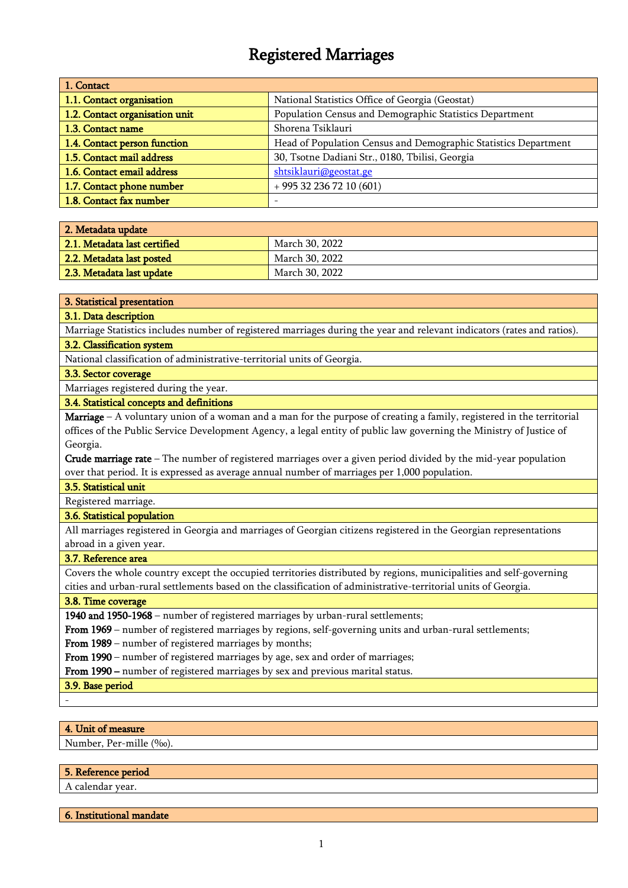# Registered Marriages

| 1. Contact | |
|---|---|
| **1.1. Contact organisation** | National Statistics Office of Georgia (Geostat) |
| **1.2. Contact organisation unit** | Population Census and Demographic Statistics Department |
| **1.3. Contact name** | Shorena Tsiklauri |
| **1.4. Contact person function** | Head of Population Census and Demographic Statistics Department |
| **1.5. Contact mail address** | 30, Tsotne Dadiani Str., 0180, Tbilisi, Georgia |
| **1.6. Contact email address** | shtsiklauri@geostat.ge |
| **1.7. Contact phone number** | + 995 32 236 72 10 (601) |
| **1.8. Contact fax number** | - |

| 2. Metadata update | |
|---|---|
| **2.1. Metadata last certified** | March 30, 2022 |
| **2.2. Metadata last posted** | March 30, 2022 |
| **2.3. Metadata last update** | March 30, 2022 |

## 3. Statistical presentation

### 3.1. Data description

Marriage Statistics includes number of registered marriages during the year and relevant indicators (rates and ratios).

### 3.2. Classification system

National classification of administrative-territorial units of Georgia.

### 3.3. Sector coverage

Marriages registered during the year.

### 3.4. Statistical concepts and definitions

**Marriage** – A voluntary union of a woman and a man for the purpose of creating a family, registered in the territorial offices of the Public Service Development Agency, a legal entity of public law governing the Ministry of Justice of Georgia.

**Crude marriage rate** – The number of registered marriages over a given period divided by the mid-year population over that period. It is expressed as average annual number of marriages per 1,000 population.

### 3.5. Statistical unit

Registered marriage.

### 3.6. Statistical population

All marriages registered in Georgia and marriages of Georgian citizens registered in the Georgian representations abroad in a given year.

### 3.7. Reference area

Covers the whole country except the occupied territories distributed by regions, municipalities and self-governing cities and urban-rural settlements based on the classification of administrative-territorial units of Georgia.

### 3.8. Time coverage

**1940 and 1950-1968** – number of registered marriages by urban-rural settlements;
**From 1969** – number of registered marriages by regions, self-governing units and urban-rural settlements;
**From 1989** – number of registered marriages by months;
**From 1990** – number of registered marriages by age, sex and order of marriages;
**From 1990 –** number of registered marriages by sex and previous marital status.

### 3.9. Base period

-

## 4. Unit of measure

Number, Per-mille (‰).

## 5. Reference period

A calendar year.

## 6. Institutional mandate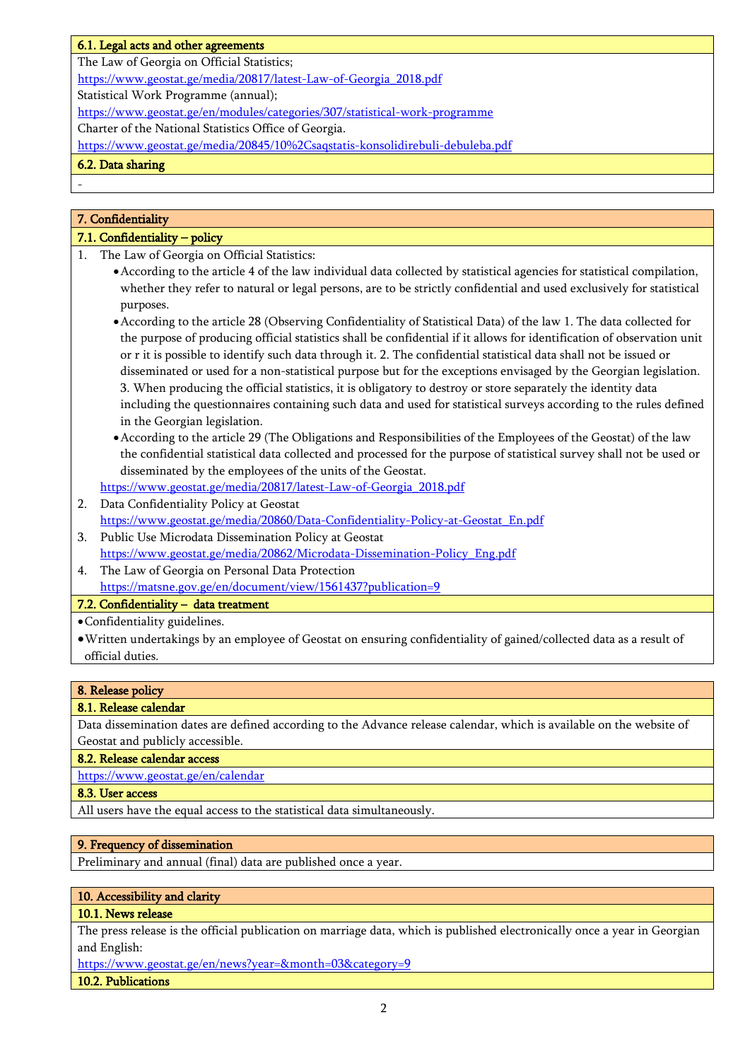### 6.1. Legal acts and other agreements

The Law of Georgia on Official Statistics;
https://www.geostat.ge/media/20817/latest-Law-of-Georgia_2018.pdf
Statistical Work Programme (annual);
https://www.geostat.ge/en/modules/categories/307/statistical-work-programme
Charter of the National Statistics Office of Georgia.
https://www.geostat.ge/media/20845/10%2Csaqstatis-konsolidirebuli-debuleba.pdf

### 6.2. Data sharing

-

## 7. Confidentiality

### 7.1. Confidentiality – policy

1. The Law of Georgia on Official Statistics:
   - According to the article 4 of the law individual data collected by statistical agencies for statistical compilation, whether they refer to natural or legal persons, are to be strictly confidential and used exclusively for statistical purposes.
   - According to the article 28 (Observing Confidentiality of Statistical Data) of the law 1. The data collected for the purpose of producing official statistics shall be confidential if it allows for identification of observation unit or r it is possible to identify such data through it. 2. The confidential statistical data shall not be issued or disseminated or used for a non-statistical purpose but for the exceptions envisaged by the Georgian legislation. 3. When producing the official statistics, it is obligatory to destroy or store separately the identity data including the questionnaires containing such data and used for statistical surveys according to the rules defined in the Georgian legislation.
   - According to the article 29 (The Obligations and Responsibilities of the Employees of the Geostat) of the law the confidential statistical data collected and processed for the purpose of statistical survey shall not be used or disseminated by the employees of the units of the Geostat.

   https://www.geostat.ge/media/20817/latest-Law-of-Georgia_2018.pdf
2. Data Confidentiality Policy at Geostat
   https://www.geostat.ge/media/20860/Data-Confidentiality-Policy-at-Geostat_En.pdf
3. Public Use Microdata Dissemination Policy at Geostat
   https://www.geostat.ge/media/20862/Microdata-Dissemination-Policy_Eng.pdf
4. The Law of Georgia on Personal Data Protection
   https://matsne.gov.ge/en/document/view/1561437?publication=9

### 7.2. Confidentiality – data treatment

- Confidentiality guidelines.
- Written undertakings by an employee of Geostat on ensuring confidentiality of gained/collected data as a result of official duties.

## 8. Release policy

### 8.1. Release calendar

Data dissemination dates are defined according to the Advance release calendar, which is available on the website of Geostat and publicly accessible.

### 8.2. Release calendar access

https://www.geostat.ge/en/calendar

### 8.3. User access

All users have the equal access to the statistical data simultaneously.

## 9. Frequency of dissemination

Preliminary and annual (final) data are published once a year.

## 10. Accessibility and clarity

### 10.1. News release

The press release is the official publication on marriage data, which is published electronically once a year in Georgian and English:
https://www.geostat.ge/en/news?year=&month=03&category=9

### 10.2. Publications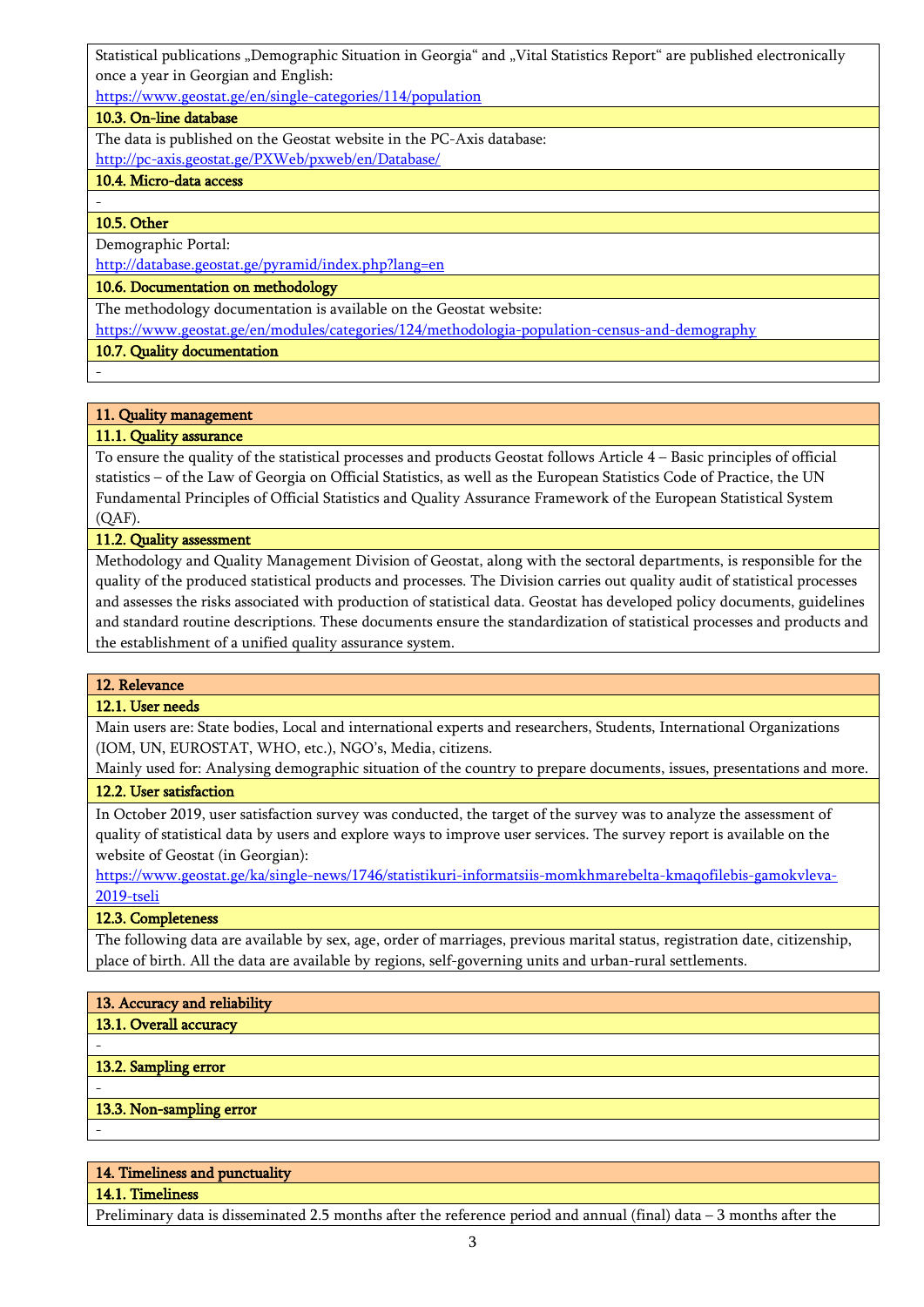Statistical publications „Demographic Situation in Georgia“ and „Vital Statistics Report“ are published electronically once a year in Georgian and English:
https://www.geostat.ge/en/single-categories/114/population

### 10.3. On-line database

The data is published on the Geostat website in the PC-Axis database:
http://pc-axis.geostat.ge/PXWeb/pxweb/en/Database/

### 10.4. Micro-data access

-

### 10.5. Other

Demographic Portal:
http://database.geostat.ge/pyramid/index.php?lang=en

### 10.6. Documentation on methodology

The methodology documentation is available on the Geostat website:
https://www.geostat.ge/en/modules/categories/124/methodologia-population-census-and-demography

### 10.7. Quality documentation

-

## 11. Quality management

### 11.1. Quality assurance

To ensure the quality of the statistical processes and products Geostat follows Article 4 – Basic principles of official statistics – of the Law of Georgia on Official Statistics, as well as the European Statistics Code of Practice, the UN Fundamental Principles of Official Statistics and Quality Assurance Framework of the European Statistical System (QAF).

### 11.2. Quality assessment

Methodology and Quality Management Division of Geostat, along with the sectoral departments, is responsible for the quality of the produced statistical products and processes. The Division carries out quality audit of statistical processes and assesses the risks associated with production of statistical data. Geostat has developed policy documents, guidelines and standard routine descriptions. These documents ensure the standardization of statistical processes and products and the establishment of a unified quality assurance system.

## 12. Relevance

### 12.1. User needs

Main users are: State bodies, Local and international experts and researchers, Students, International Organizations (IOM, UN, EUROSTAT, WHO, etc.), NGO’s, Media, citizens.
Mainly used for: Analysing demographic situation of the country to prepare documents, issues, presentations and more.

### 12.2. User satisfaction

In October 2019, user satisfaction survey was conducted, the target of the survey was to analyze the assessment of quality of statistical data by users and explore ways to improve user services. The survey report is available on the website of Geostat (in Georgian):
https://www.geostat.ge/ka/single-news/1746/statistikuri-informatsiis-momkhmarebelta-kmaqofilebis-gamokvleva-2019-tseli

### 12.3. Completeness

The following data are available by sex, age, order of marriages, previous marital status, registration date, citizenship, place of birth. All the data are available by regions, self-governing units and urban-rural settlements.

## 13. Accuracy and reliability

### 13.1. Overall accuracy

-

### 13.2. Sampling error

-

### 13.3. Non-sampling error

-

## 14. Timeliness and punctuality

### 14.1. Timeliness

Preliminary data is disseminated 2.5 months after the reference period and annual (final) data – 3 months after the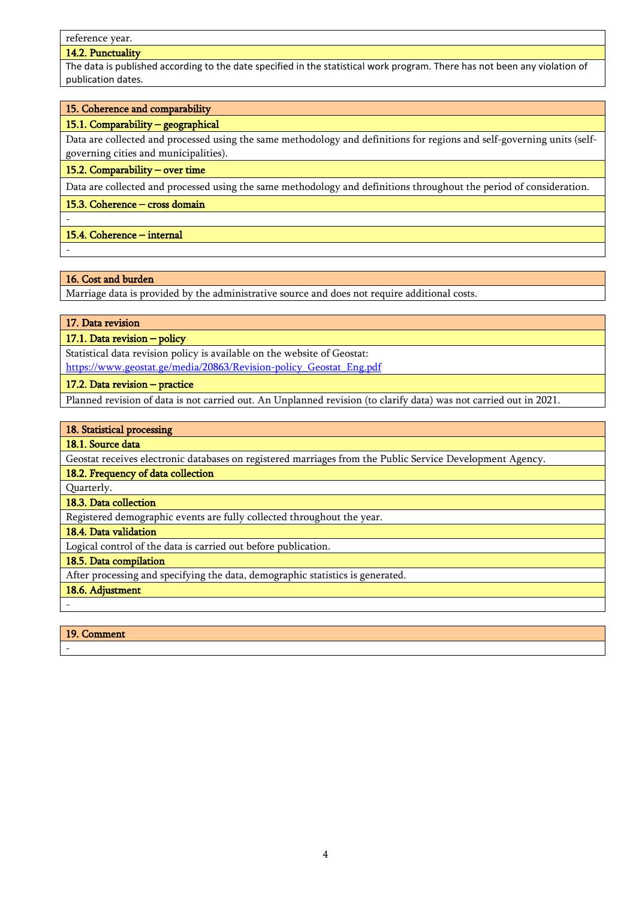reference year.

### 14.2. Punctuality

The data is published according to the date specified in the statistical work program. There has not been any violation of publication dates.

## 15. Coherence and comparability

### 15.1. Comparability – geographical

Data are collected and processed using the same methodology and definitions for regions and self-governing units (self-governing cities and municipalities).

### 15.2. Comparability – over time

Data are collected and processed using the same methodology and definitions throughout the period of consideration.

### 15.3. Coherence – cross domain

-

### 15.4. Coherence – internal

-

## 16. Cost and burden

Marriage data is provided by the administrative source and does not require additional costs.

## 17. Data revision

### 17.1. Data revision – policy

Statistical data revision policy is available on the website of Geostat:
https://www.geostat.ge/media/20863/Revision-policy_Geostat_Eng.pdf

### 17.2. Data revision – practice

Planned revision of data is not carried out. An Unplanned revision (to clarify data) was not carried out in 2021.

## 18. Statistical processing

### 18.1. Source data

Geostat receives electronic databases on registered marriages from the Public Service Development Agency.

### 18.2. Frequency of data collection

Quarterly.

### 18.3. Data collection

Registered demographic events are fully collected throughout the year.

### 18.4. Data validation

Logical control of the data is carried out before publication.

### 18.5. Data compilation

After processing and specifying the data, demographic statistics is generated.

### 18.6. Adjustment

-

## 19. Comment

-